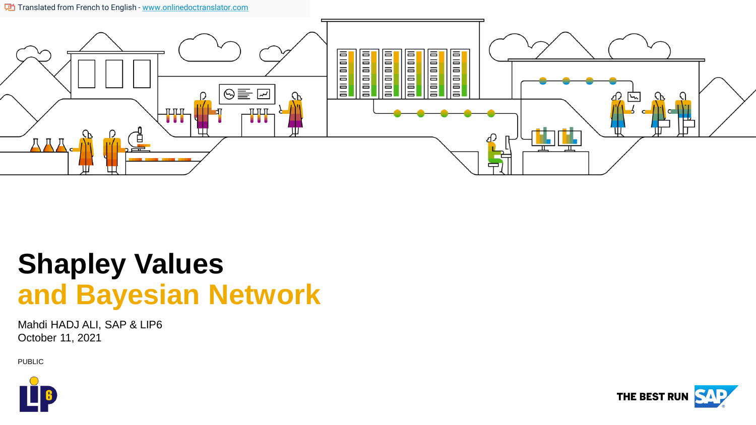# Shapley Values
# and Bayesian Network

Mahdi HADJ ALI, SAP & LIP6
October 11, 2021

PUBLIC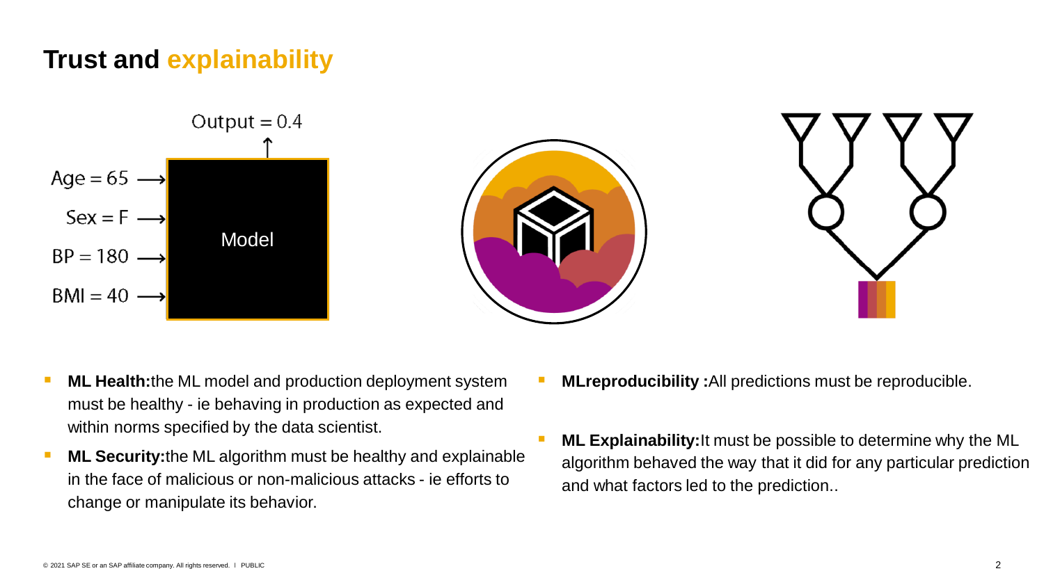# Trust and explainability

Output = 0.4

Age = 65

Sex = F

BP = 180

BMI = 40

Model

- **ML Health:**the ML model and production deployment system must be healthy - ie behaving in production as expected and within norms specified by the data scientist.
- **ML Security:**the ML algorithm must be healthy and explainable in the face of malicious or non-malicious attacks - ie efforts to change or manipulate its behavior.
- **MLreproducibility :**All predictions must be reproducible.
- **ML Explainability:**It must be possible to determine why the ML algorithm behaved the way that it did for any particular prediction and what factors led to the prediction..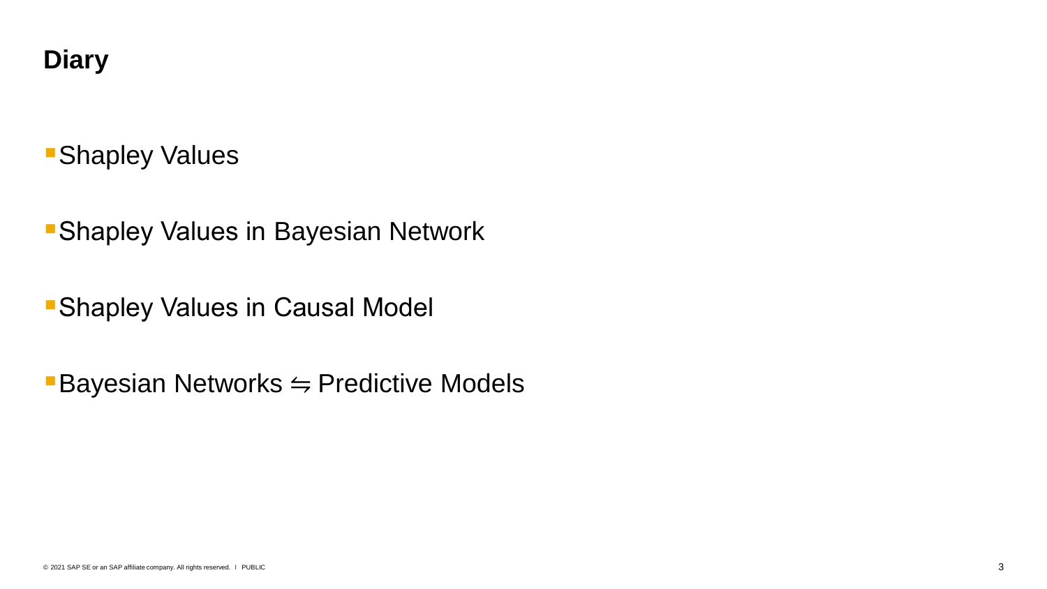# Diary

- Shapley Values
- Shapley Values in Bayesian Network
- Shapley Values in Causal Model
- Bayesian Networks ⇋ Predictive Models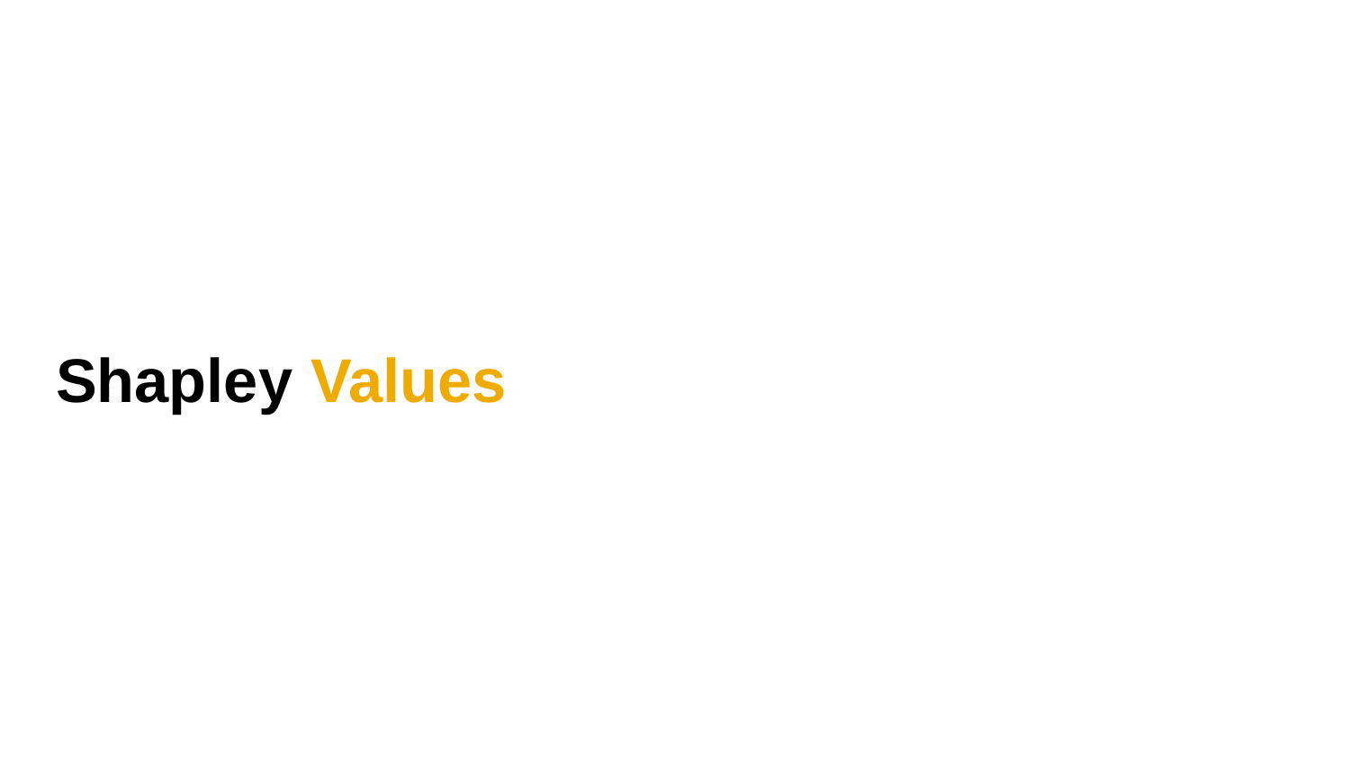# Shapley Values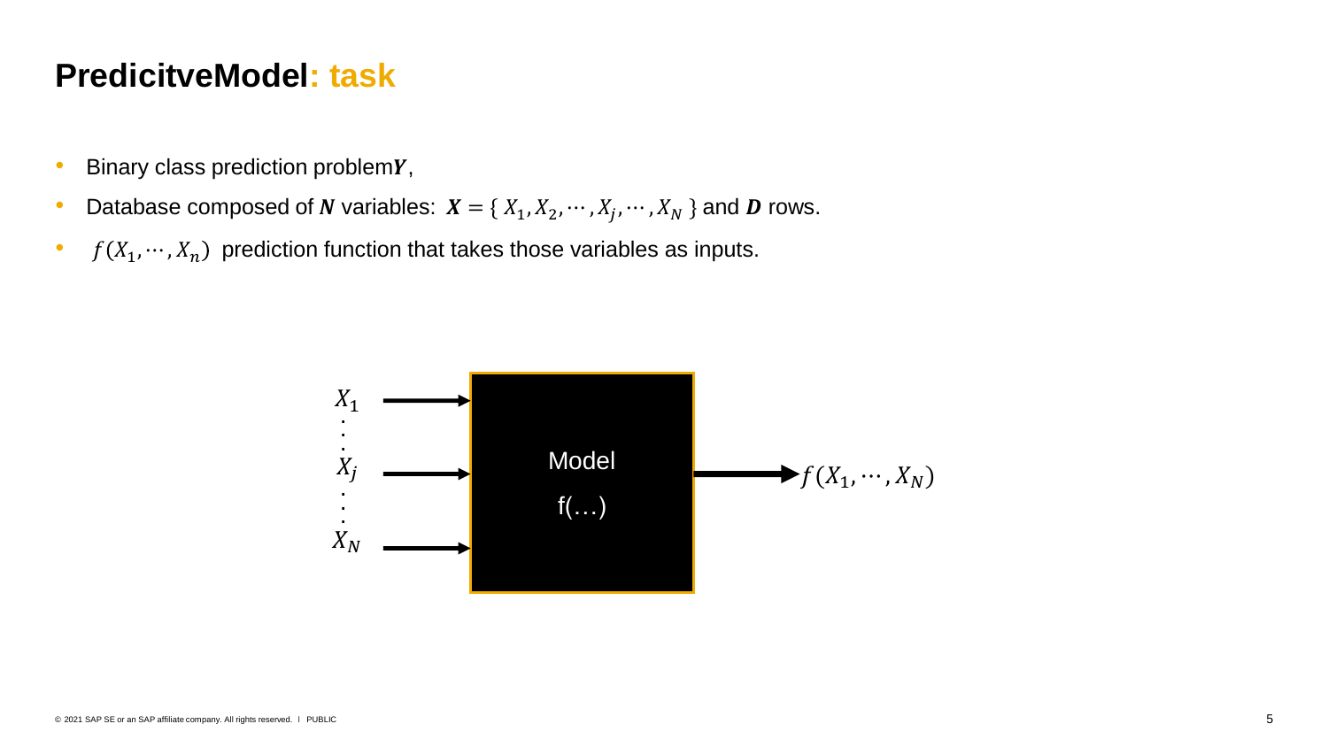# PredicitveModel: task

- Binary class prediction problem$\boldsymbol{Y}$,
- Database composed of $\boldsymbol{N}$ variables: $\boldsymbol{X} = \{ X_1, X_2, \cdots, X_j, \cdots, X_N \}$ and $\boldsymbol{D}$ rows.
- $f(X_1, \cdots, X_n)$ prediction function that takes those variables as inputs.

$X_1$, …, $X_j$, …, $X_N$ → Model f(…) → $f(X_1, \cdots, X_N)$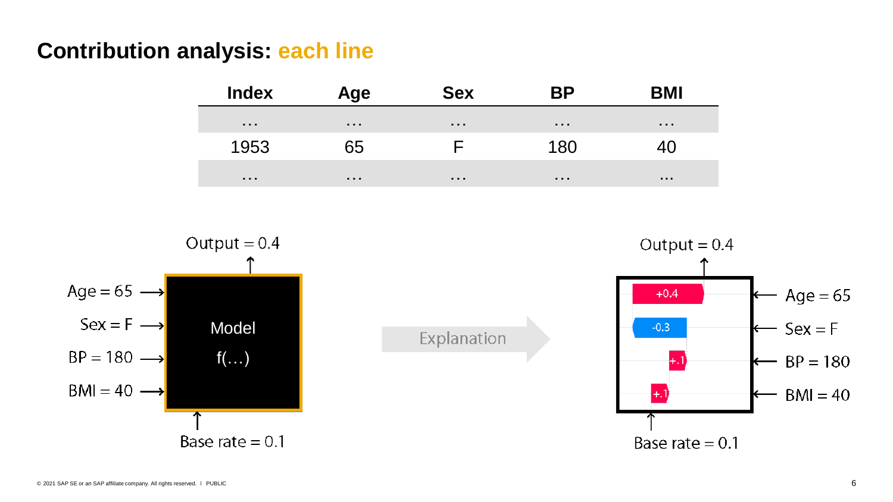# Contribution analysis: each line

| Index | Age | Sex | BP | BMI |
|---|---|---|---|---|
| … | … | … | … | … |
| 1953 | 65 | F | 180 | 40 |
| … | … | … | … | … |

Output = 0.4

Age = 65 →
Sex = F →
BP = 180 →
BMI = 40 →

Model
f(…)

Base rate = 0.1

Explanation

Output = 0.4

+0.4 ← Age = 65
-0.3 ← Sex = F
+.1 ← BP = 180
+.1 ← BMI = 40

Base rate = 0.1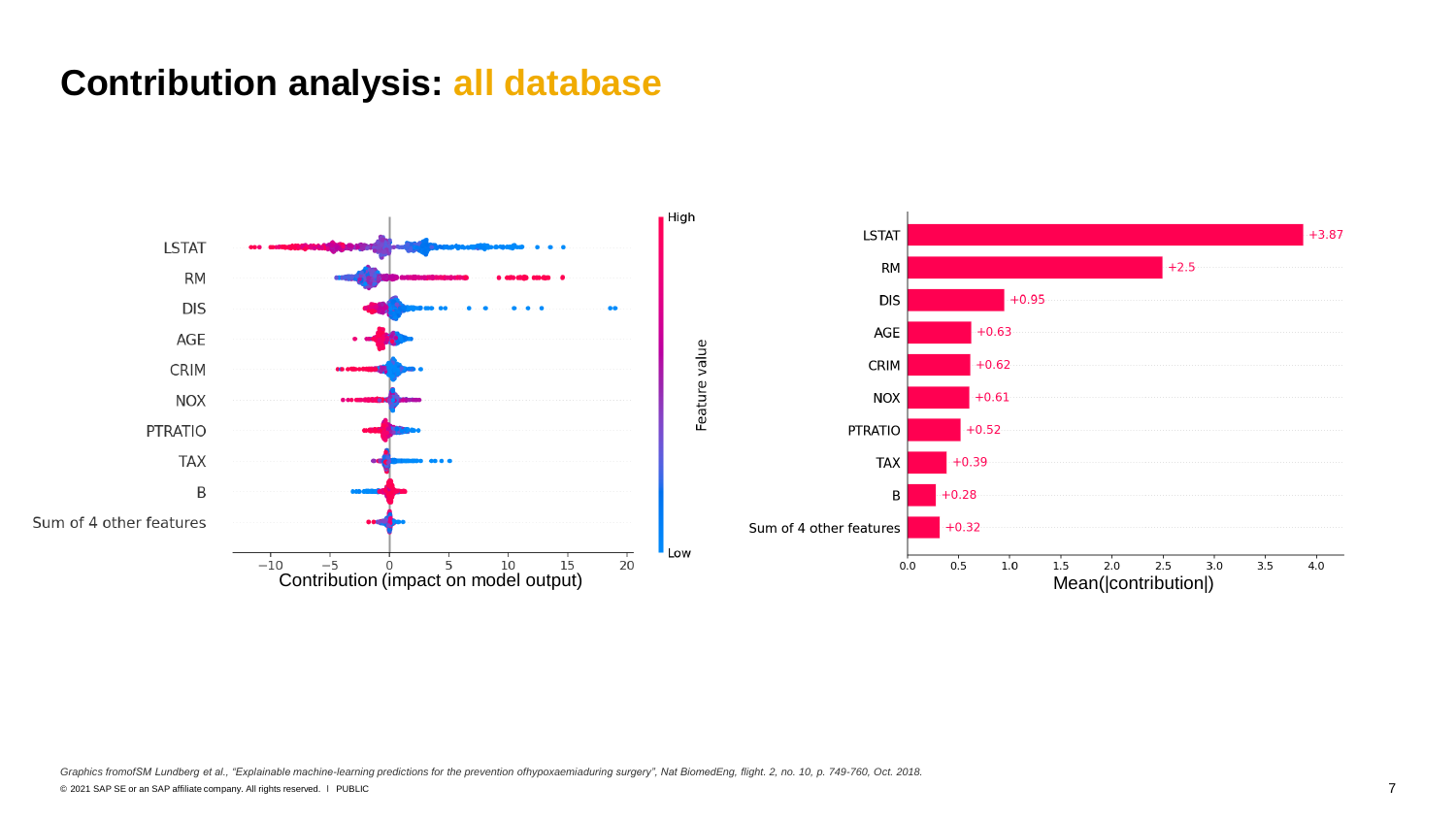# Contribution analysis: all database

LSTAT
RM
DIS
AGE
CRIM
NOX
PTRATIO
TAX
B
Sum of 4 other features

Contribution (impact on model output)

High
Feature value
Low

| Feature | Mean(\|contribution\|) |
|---|---|
| LSTAT | +3.87 |
| RM | +2.5 |
| DIS | +0.95 |
| AGE | +0.63 |
| CRIM | +0.62 |
| NOX | +0.61 |
| PTRATIO | +0.52 |
| TAX | +0.39 |
| B | +0.28 |
| Sum of 4 other features | +0.32 |

*Graphics fromofSM Lundberg et al., "Explainable machine-learning predictions for the prevention ofhypoxaemiaduring surgery", Nat BiomedEng, flight. 2, no. 10, p. 749-760, Oct. 2018.*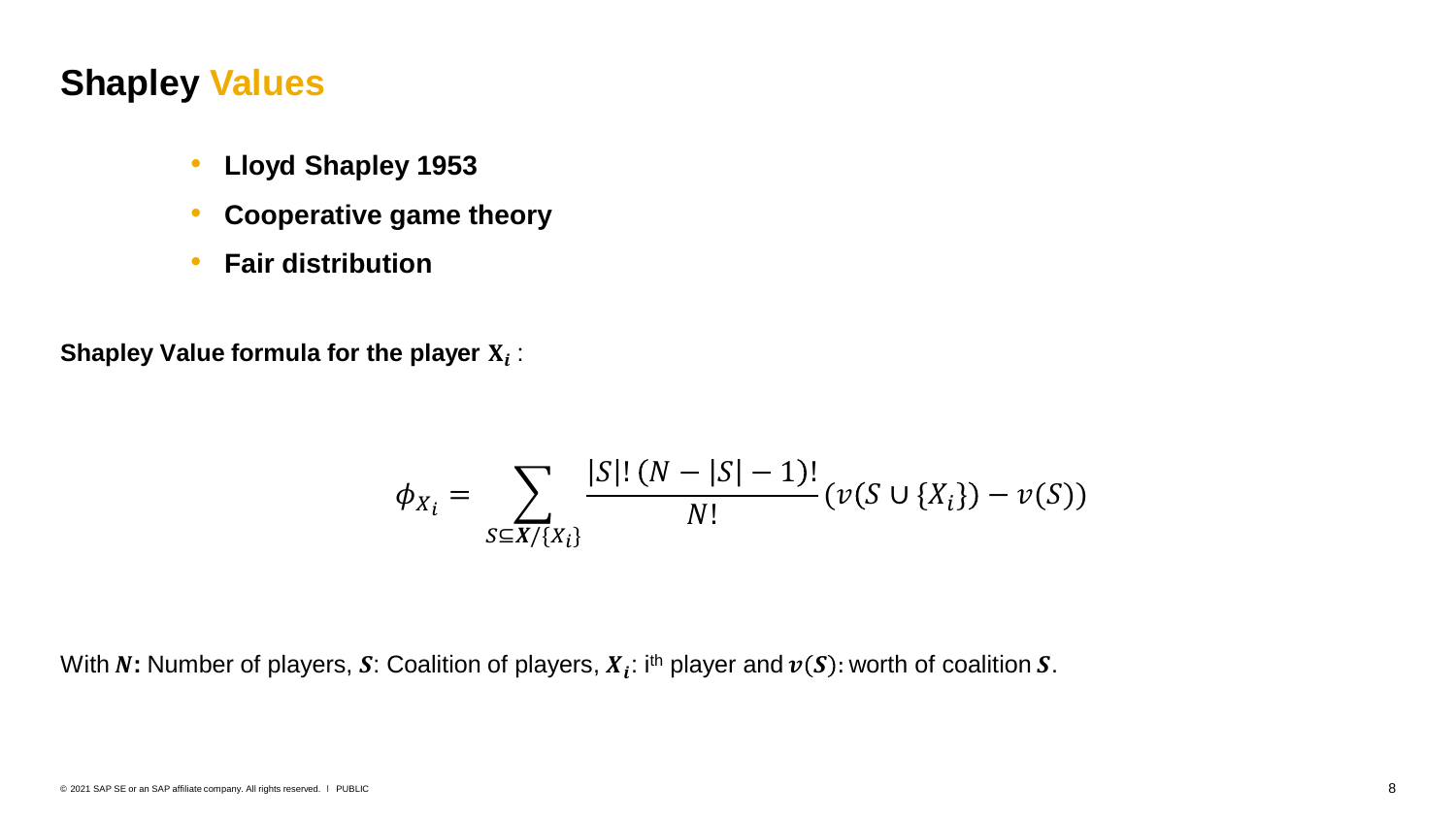# Shapley Values

- **Lloyd Shapley 1953**
- **Cooperative game theory**
- **Fair distribution**

**Shapley Value formula for the player $\mathbf{X}_i$** :

$$\phi_{X_i} = \sum_{S \subseteq \boldsymbol{X}/\{X_i\}} \frac{|S|!\,(N - |S| - 1)!}{N!} \left(v(S \cup \{X_i\}) - v(S)\right)$$

With $\boldsymbol{N}$**:** Number of players, $\boldsymbol{S}$: Coalition of players, $\boldsymbol{X_i}$: i[th] player and $\boldsymbol{v}(\boldsymbol{S})$: worth of coalition $\boldsymbol{S}$.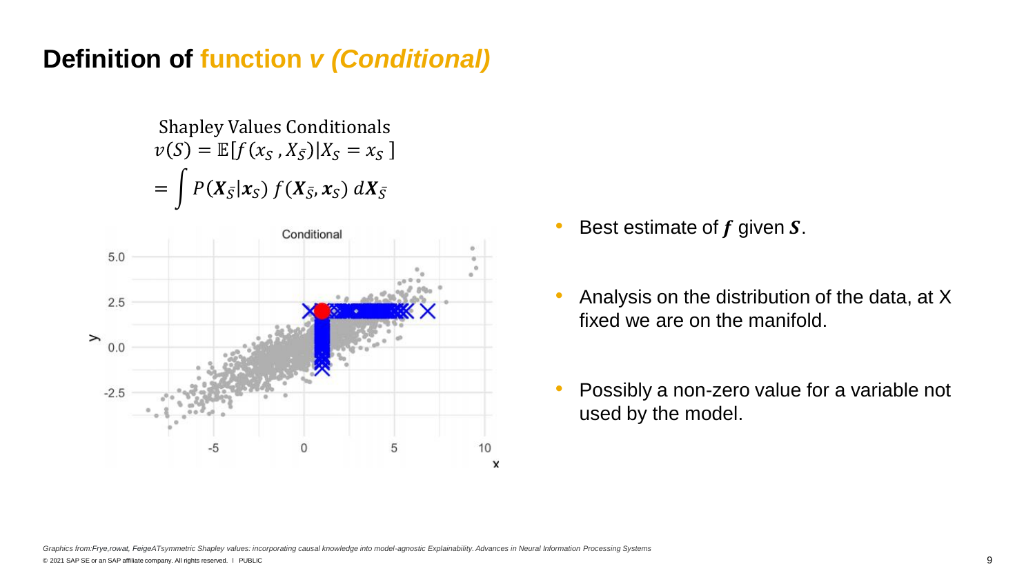# Definition of function *v (Conditional)*

Shapley Values Conditionals

$$v(S) = \mathbb{E}[f(x_S, X_{\bar{S}}) | X_S = x_S]$$

$$= \int P(\boldsymbol{X}_{\bar{S}} | \boldsymbol{x}_S) \, f(\boldsymbol{X}_{\bar{S}}, \boldsymbol{x}_S) \, d\boldsymbol{X}_{\bar{S}}$$

- Best estimate of $\boldsymbol{f}$ given $\boldsymbol{S}$.
- Analysis on the distribution of the data, at X fixed we are on the manifold.
- Possibly a non-zero value for a variable not used by the model.

*Graphics from:Frye,rowat, FeigeATsymmetric Shapley values: incorporating causal knowledge into model-agnostic Explainability. Advances in Neural Information Processing Systems*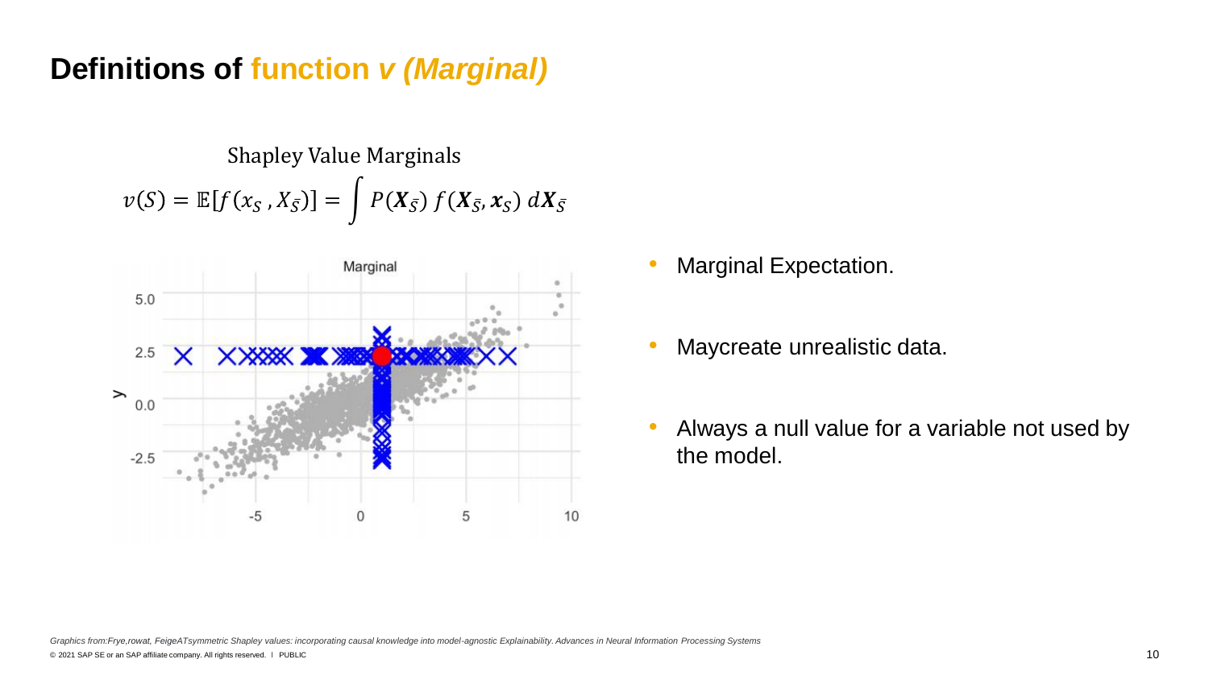# Definitions of function *v (Marginal)*

Shapley Value Marginals

$$v(S) = \mathbb{E}[f(x_S, X_{\bar{S}})] = \int P(\boldsymbol{X}_{\bar{S}})\, f(\boldsymbol{X}_{\bar{S}}, \boldsymbol{x}_S)\, d\boldsymbol{X}_{\bar{S}}$$

- Marginal Expectation.
- Maycreate unrealistic data.
- Always a null value for a variable not used by the model.

*Graphics from:Frye,rowat, FeigeATsymmetric Shapley values: incorporating causal knowledge into model-agnostic Explainability. Advances in Neural Information Processing Systems*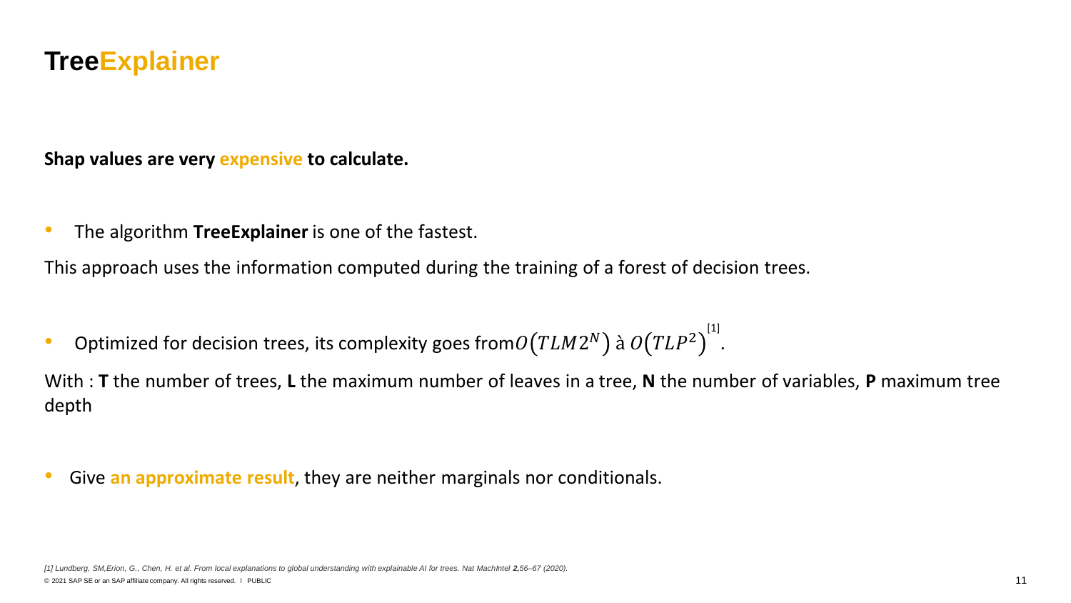# **Tree**Explainer

**Shap values are very expensive to calculate.**

- The algorithm **TreeExplainer** is one of the fastest.

This approach uses the information computed during the training of a forest of decision trees.

- Optimized for decision trees, its complexity goes from $O\left(TLM2^N\right)$ à $O\left(TLP^2\right)$[1].

With : **T** the number of trees, **L** the maximum number of leaves in a tree, **N** the number of variables, **P** maximum tree depth

- Give **an approximate result**, they are neither marginals nor conditionals.

*[1] Lundberg, SM,Erion, G., Chen, H. et al. From local explanations to global understanding with explainable AI for trees. Nat MachIntel **2,**56–67 (2020).*

© 2021 SAP SE or an SAP affiliate company. All rights reserved. ǀ PUBLIC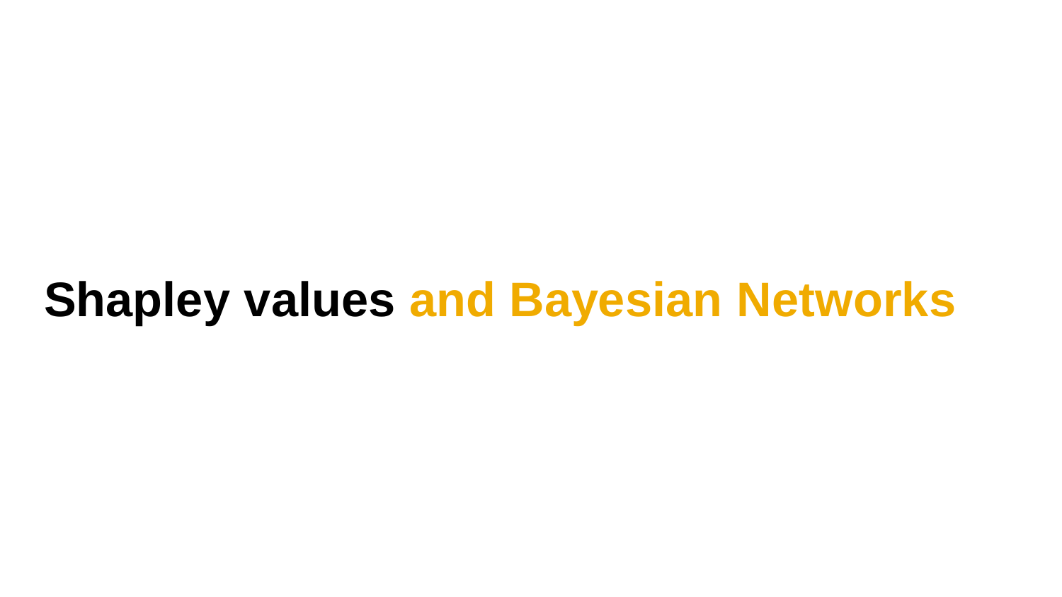# Shapley values and Bayesian Networks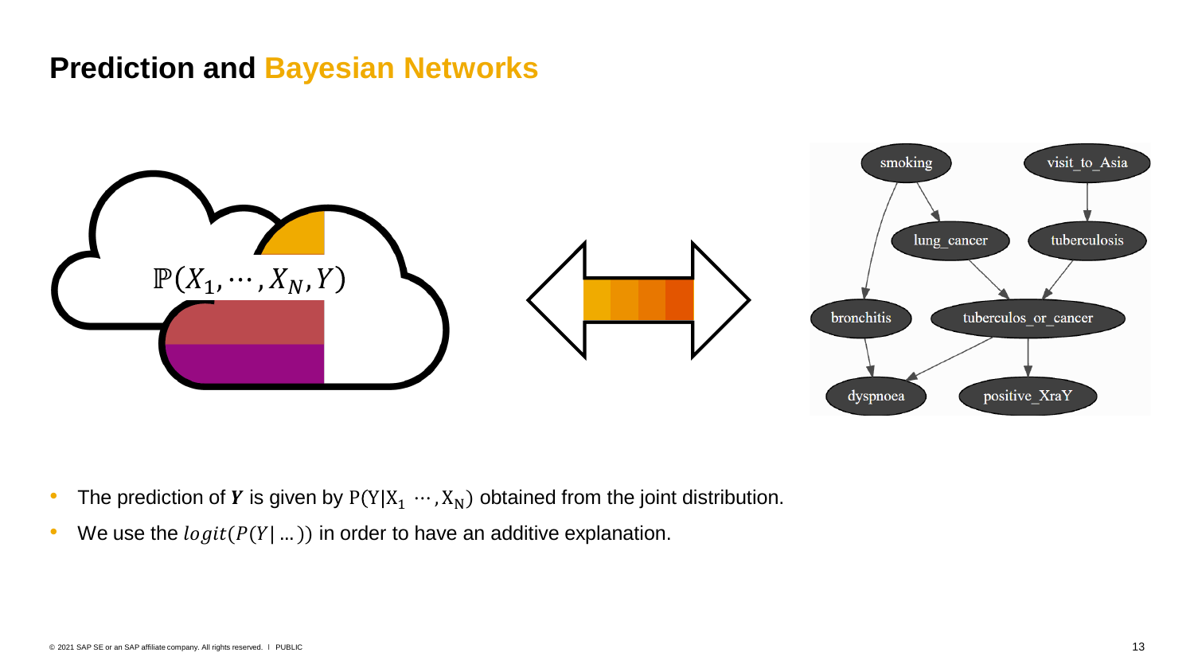# Prediction and Bayesian Networks

- The prediction of $\boldsymbol{Y}$ is given by $P(Y|X_1 \cdots, X_N)$ obtained from the joint distribution.
- We use the $logit(P(Y|\ldots))$ in order to have an additive explanation.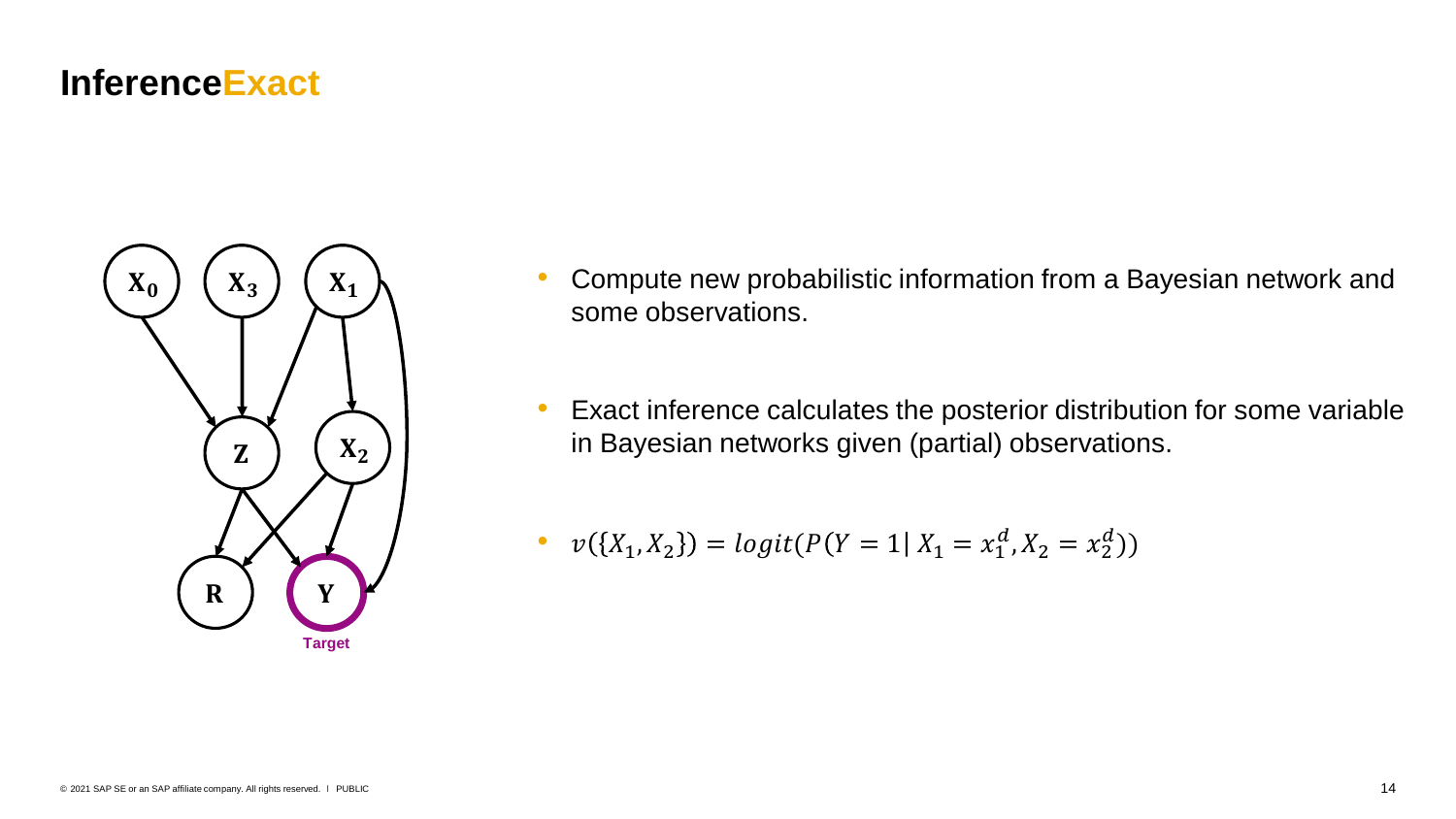# Inference Exact

- Compute new probabilistic information from a Bayesian network and some observations.
- Exact inference calculates the posterior distribution for some variable in Bayesian networks given (partial) observations.
- $v(\{X_1, X_2\}) = logit(P(Y = 1 | X_1 = x_1^d, X_2 = x_2^d))$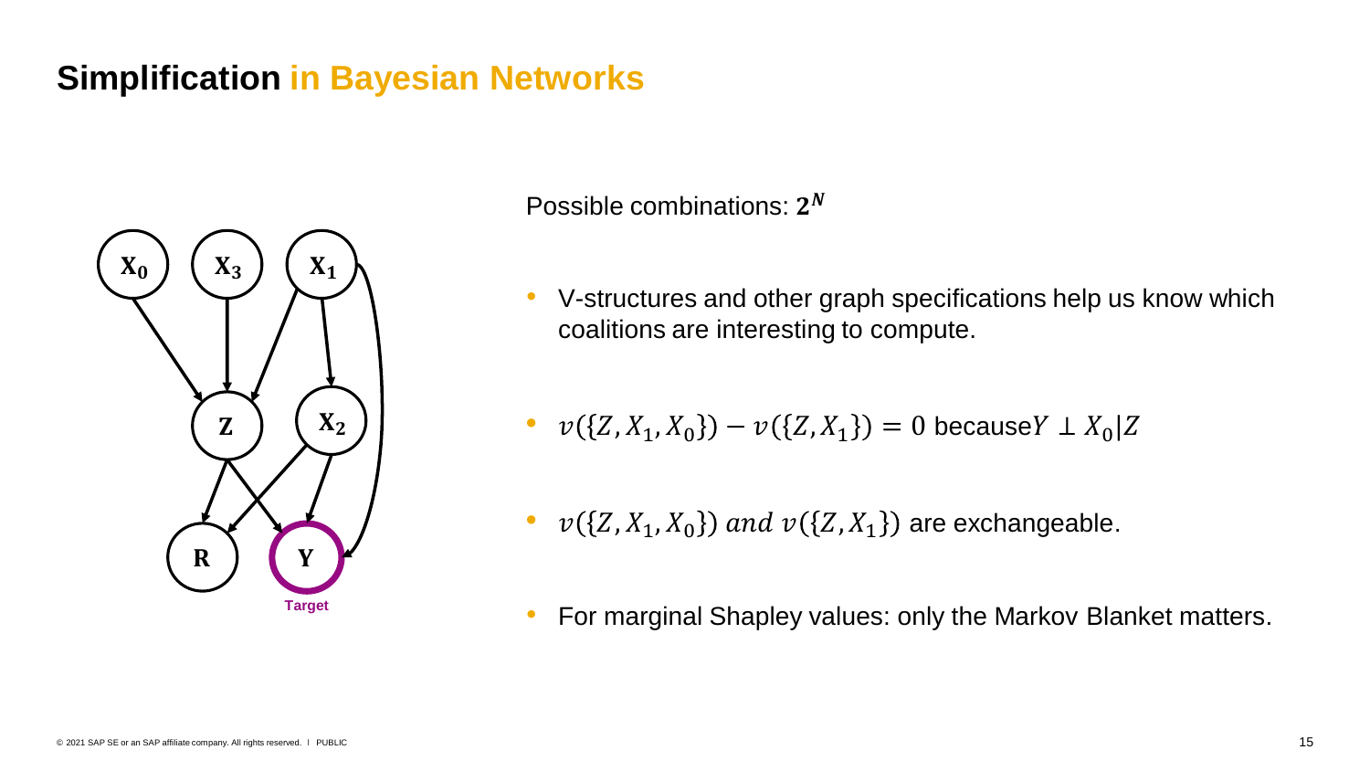# Simplification in Bayesian Networks

Possible combinations: $\mathbf{2^N}$

- V-structures and other graph specifications help us know which coalitions are interesting to compute.
- $v(\{Z, X_1, X_0\}) - v(\{Z, X_1\}) = 0$ because $Y \perp X_0 | Z$
- $v(\{Z, X_1, X_0\})$ *and* $v(\{Z, X_1\})$ are exchangeable.
- For marginal Shapley values: only the Markov Blanket matters.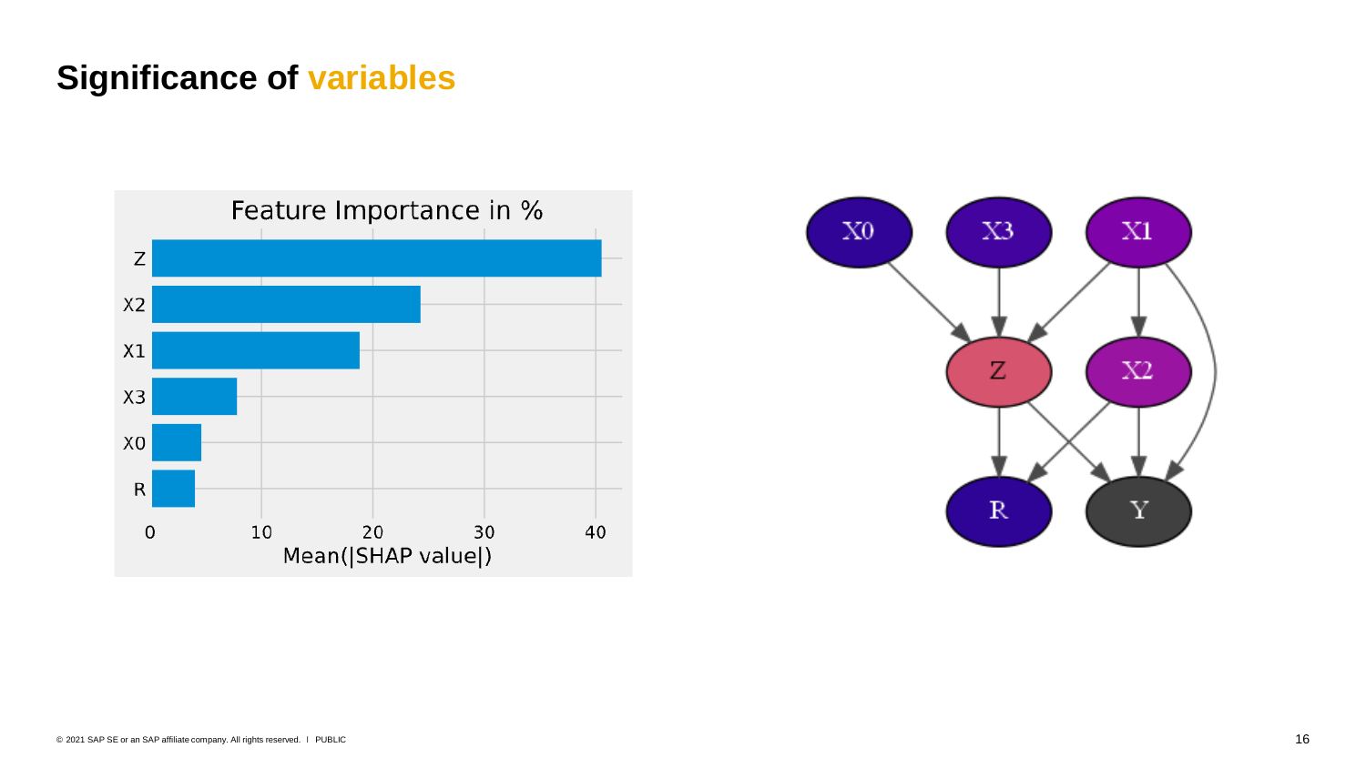# Significance of variables

**Feature Importance in %**

| Feature | Mean(\|SHAP value\|) |
|---|---|
| Z | ~40 |
| X2 | ~24 |
| X1 | ~19 |
| X3 | ~8 |
| X0 | ~4 |
| R | ~4 |

X0 → Z, X3 → Z, X1 → Z, X1 → X2, X1 → Y, Z → R, Z → Y, X2 → R, X2 → Y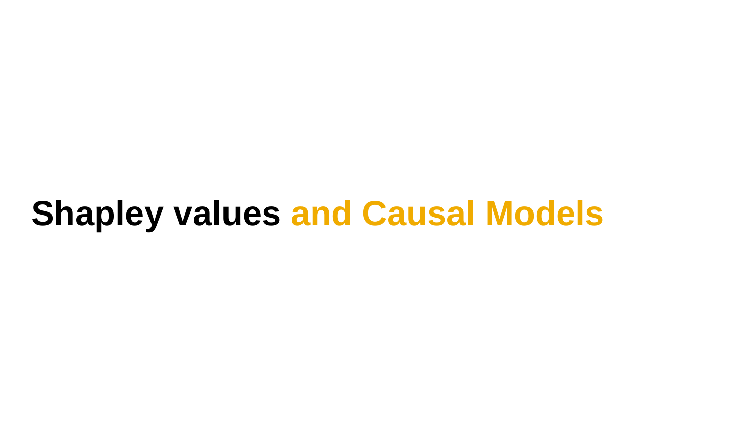# Shapley values and Causal Models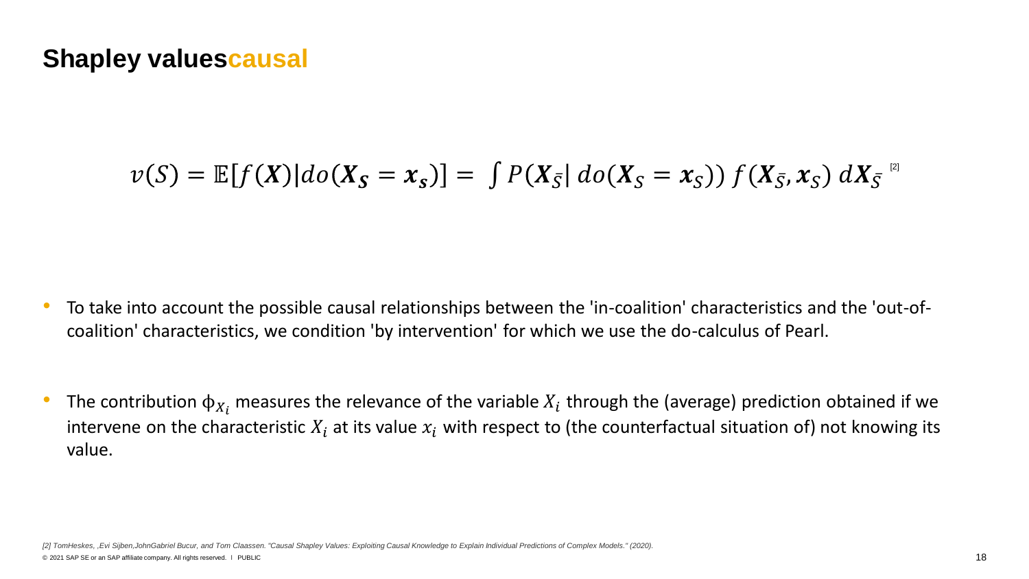# Shapley valuescausal

$$v(S) = \mathbb{E}[f(\boldsymbol{X})|do(\boldsymbol{X_S} = \boldsymbol{x_s})] = \int P(\boldsymbol{X}_{\bar{S}}|\, do(\boldsymbol{X}_S = \boldsymbol{x}_S))\, f(\boldsymbol{X}_{\bar{S}}, \boldsymbol{x}_S)\, d\boldsymbol{X}_{\bar{S}}$$ [2]

- To take into account the possible causal relationships between the 'in-coalition' characteristics and the 'out-of-coalition' characteristics, we condition 'by intervention' for which we use the do-calculus of Pearl.

- The contribution $\phi_{X_i}$ measures the relevance of the variable $X_i$ through the (average) prediction obtained if we intervene on the characteristic $X_i$ at its value $x_i$ with respect to (the counterfactual situation of) not knowing its value.

*[2] TomHeskes, ,Evi Sijben,JohnGabriel Bucur, and Tom Claassen. "Causal Shapley Values: Exploiting Causal Knowledge to Explain Individual Predictions of Complex Models." (2020).*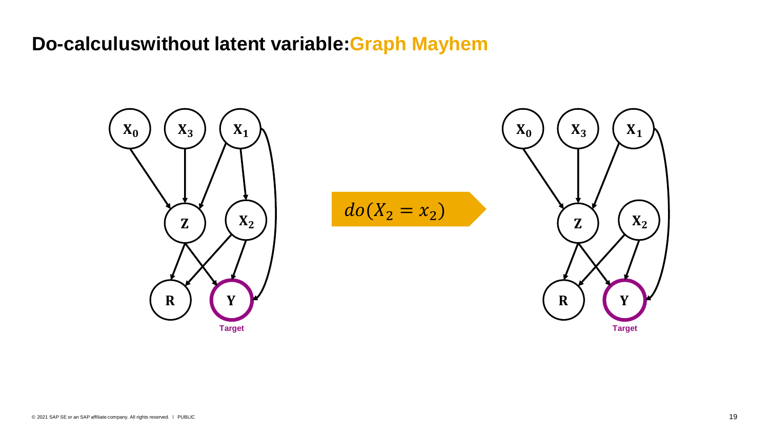# Do-calculuswithout latent variable:Graph Mayhem

$X_0$ $X_3$ $X_1$

$Z$ $X_2$

$R$ $Y$

Target

$do(X_2 = x_2)$

$X_0$ $X_3$ $X_1$

$Z$ $X_2$

$R$ $Y$

Target

© 2021 SAP SE or an SAP affiliate company. All rights reserved. ǀ PUBLIC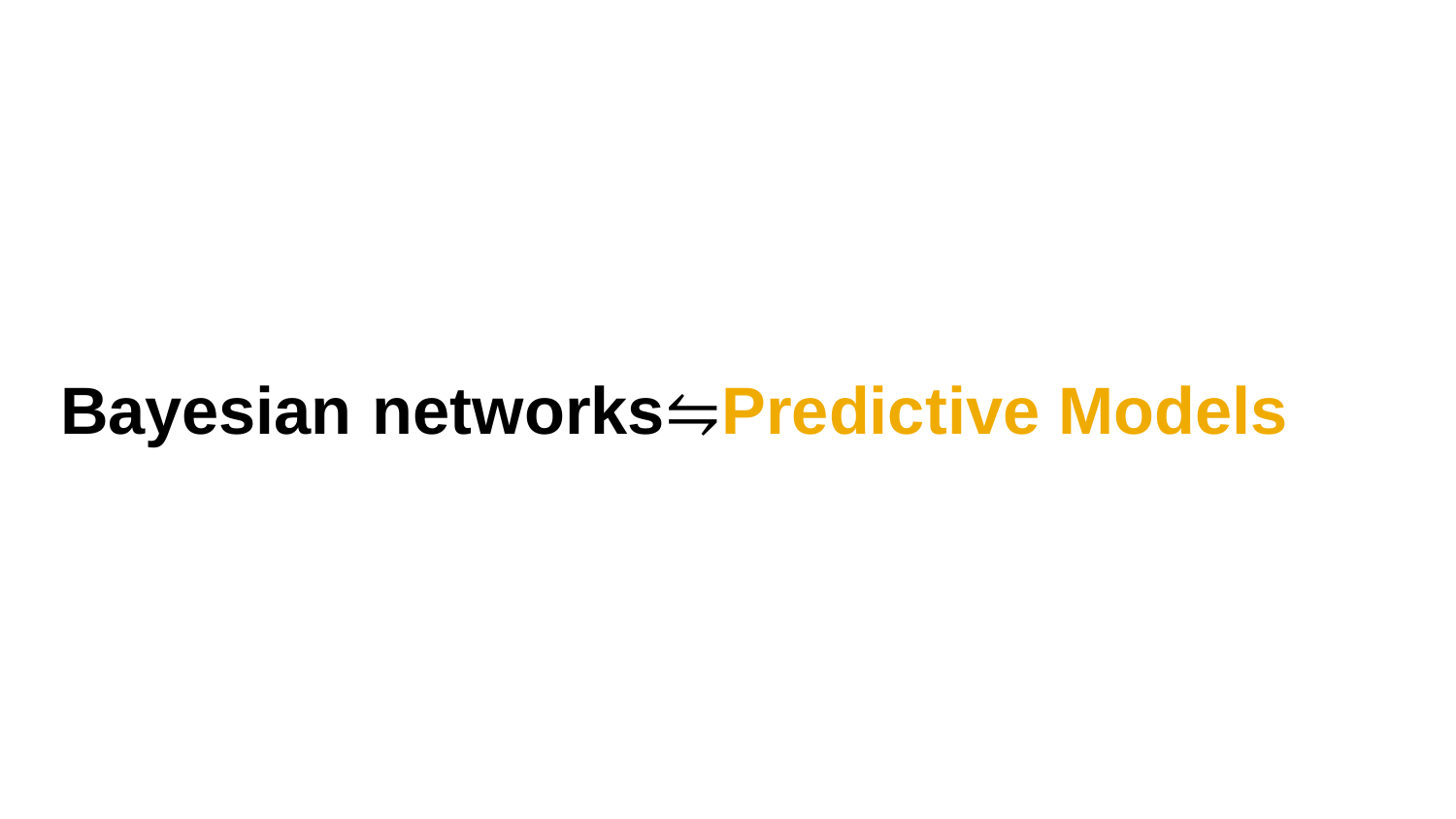# Bayesian networks ⇋ Predictive Models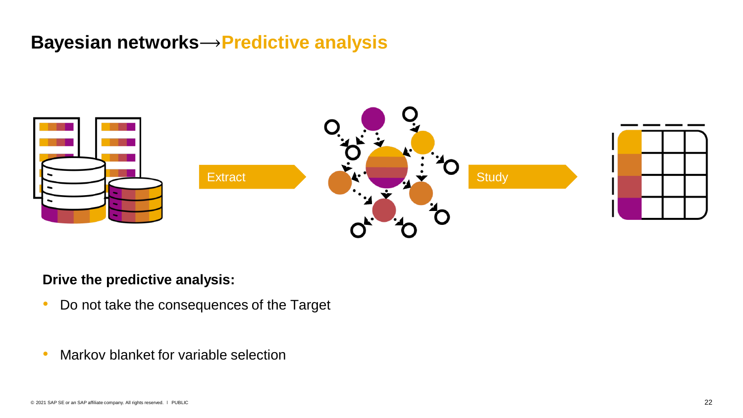# Bayesian networks⟶Predictive analysis

Extract

Study

**Drive the predictive analysis:**

- Do not take the consequences of the Target
- Markov blanket for variable selection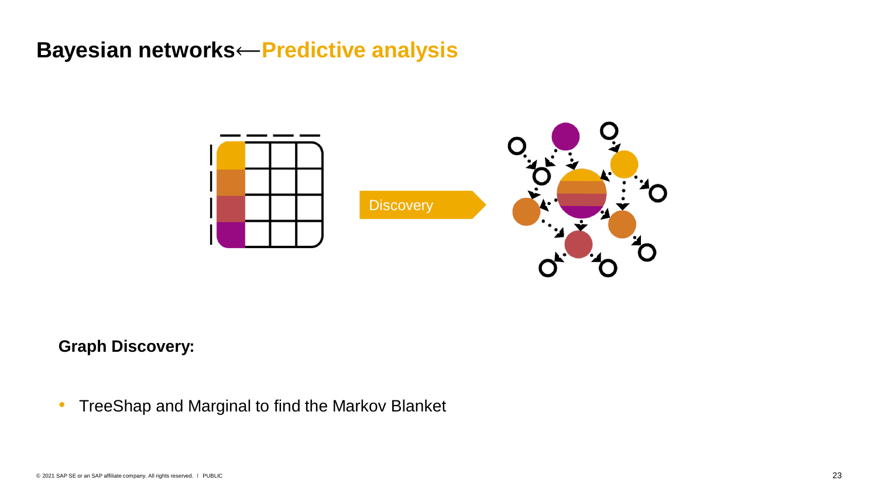# Bayesian networks⟵Predictive analysis

Discovery

**Graph Discovery:**

- TreeShap and Marginal to find the Markov Blanket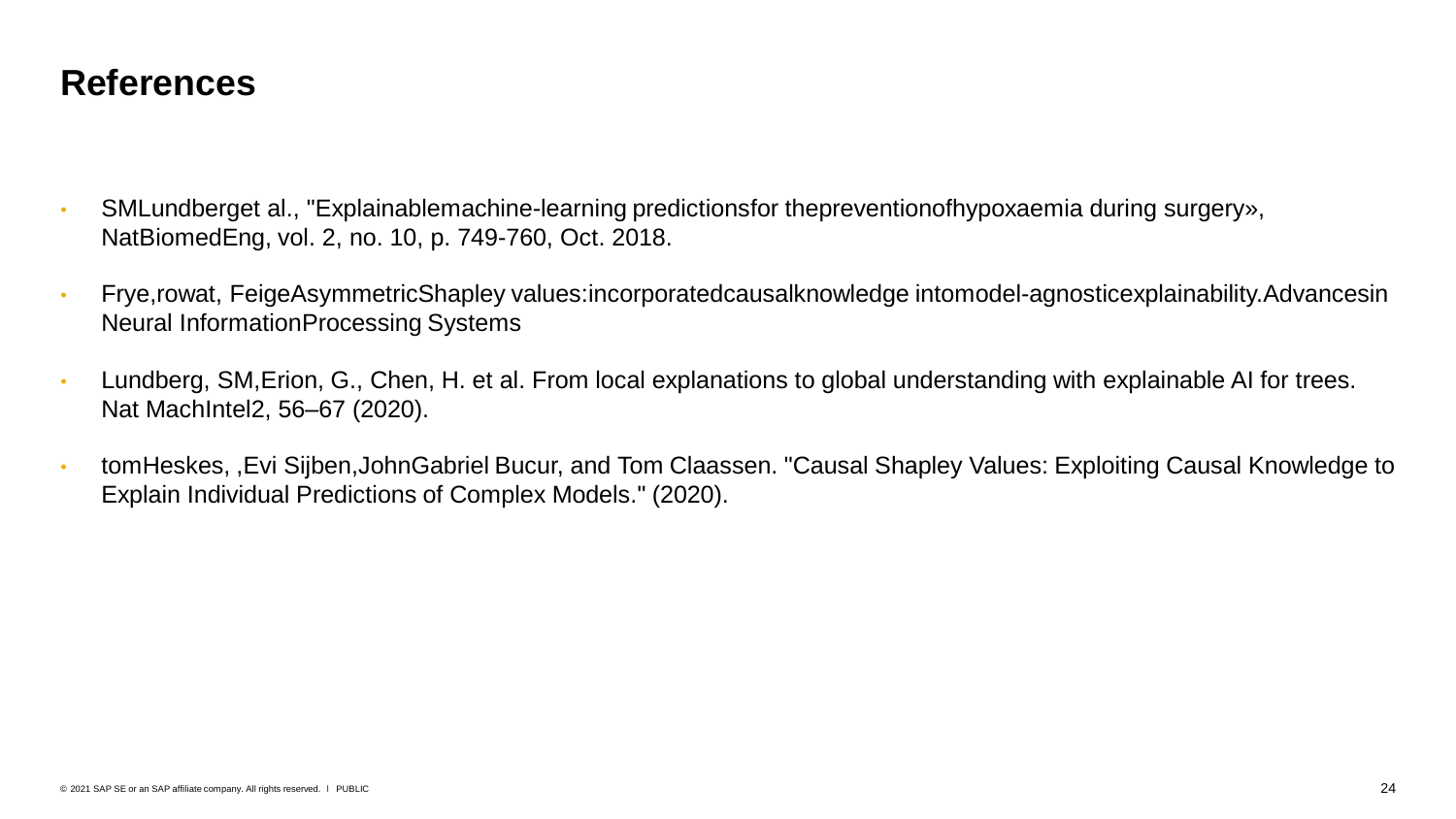# References

- SMLundberget al., "Explainablemachine-learning predictionsfor thepreventionofhypoxaemia during surgery», NatBiomedEng, vol. 2, no. 10, p. 749-760, Oct. 2018.
- Frye,rowat, FeigeAsymmetricShapley values:incorporatedcausalknowledge intomodel-agnosticexplainability.Advancesin Neural InformationProcessing Systems
- Lundberg, SM,Erion, G., Chen, H. et al. From local explanations to global understanding with explainable AI for trees. Nat MachIntel2, 56–67 (2020).
- tomHeskes, ,Evi Sijben,JohnGabriel Bucur, and Tom Claassen. "Causal Shapley Values: Exploiting Causal Knowledge to Explain Individual Predictions of Complex Models." (2020).